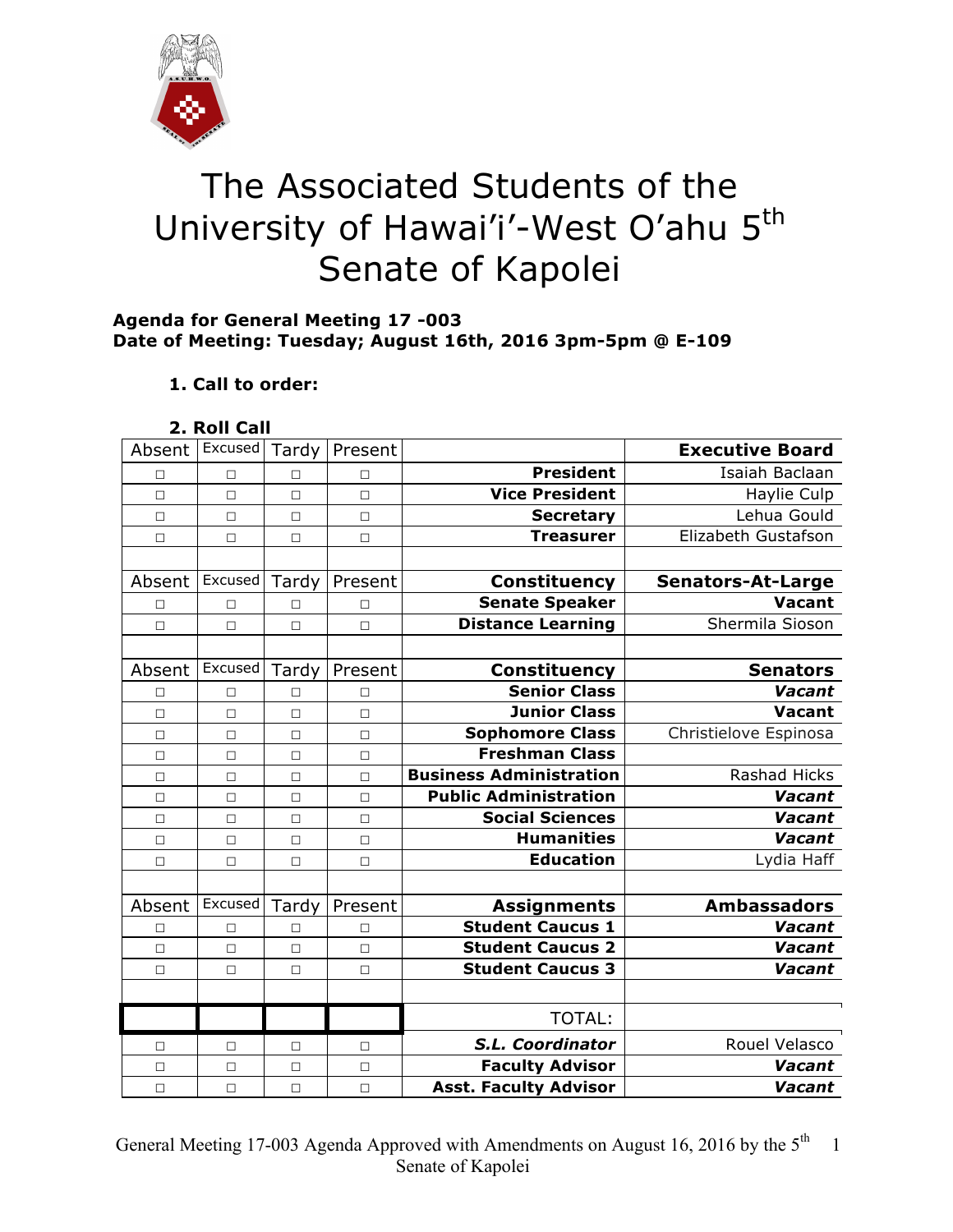# The Associated Students of the University of Hawai'i-West O'ahu 5th Senate of Kapolei

**Agenda for General Meeting 17 -003**
**Date of Meeting: Tuesday; August 16th, 2016 3pm-5pm @ E-109**

**1. Call to order:**

**2. Roll Call**

| Absent | Excused | Tardy | Present | | **Executive Board** |
|---|---|---|---|---|---|
| □ | □ | □ | □ | **President** | Isaiah Baclaan |
| □ | □ | □ | □ | **Vice President** | Haylie Culp |
| □ | □ | □ | □ | **Secretary** | Lehua Gould |
| □ | □ | □ | □ | **Treasurer** | Elizabeth Gustafson |
| | | | | | |
| Absent | Excused | Tardy | Present | **Constituency** | **Senators-At-Large** |
| □ | □ | □ | □ | **Senate Speaker** | **Vacant** |
| □ | □ | □ | □ | **Distance Learning** | Shermila Sioson |
| | | | | | |
| Absent | Excused | Tardy | Present | **Constituency** | **Senators** |
| □ | □ | □ | □ | **Senior Class** | ***Vacant*** |
| □ | □ | □ | □ | **Junior Class** | **Vacant** |
| □ | □ | □ | □ | **Sophomore Class** | Christielove Espinosa |
| □ | □ | □ | □ | **Freshman Class** | |
| □ | □ | □ | □ | **Business Administration** | Rashad Hicks |
| □ | □ | □ | □ | **Public Administration** | ***Vacant*** |
| □ | □ | □ | □ | **Social Sciences** | ***Vacant*** |
| □ | □ | □ | □ | **Humanities** | ***Vacant*** |
| □ | □ | □ | □ | **Education** | Lydia Haff |
| | | | | | |
| Absent | Excused | Tardy | Present | **Assignments** | **Ambassadors** |
| □ | □ | □ | □ | **Student Caucus 1** | ***Vacant*** |
| □ | □ | □ | □ | **Student Caucus 2** | ***Vacant*** |
| □ | □ | □ | □ | **Student Caucus 3** | ***Vacant*** |
| | | | | | |
| | | | | TOTAL: | |
| □ | □ | □ | □ | ***S.L. Coordinator*** | Rouel Velasco |
| □ | □ | □ | □ | **Faculty Advisor** | ***Vacant*** |
| □ | □ | □ | □ | **Asst. Faculty Advisor** | ***Vacant*** |

General Meeting 17-003 Agenda Approved with Amendments on August 16, 2016 by the 5th Senate of Kapolei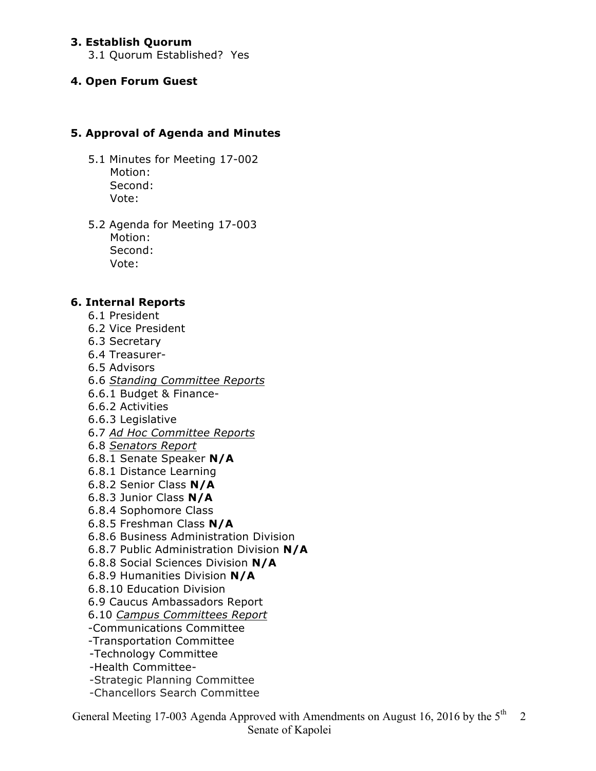### 3. Establish Quorum

3.1 Quorum Established? Yes

### 4. Open Forum Guest

### 5. Approval of Agenda and Minutes

5.1 Minutes for Meeting 17-002
Motion:
Second:
Vote:

5.2 Agenda for Meeting 17-003
Motion:
Second:
Vote:

### 6. Internal Reports

6.1 President
6.2 Vice President
6.3 Secretary
6.4 Treasurer-
6.5 Advisors
6.6 *Standing Committee Reports*
6.6.1 Budget & Finance-
6.6.2 Activities
6.6.3 Legislative
6.7 *Ad Hoc Committee Reports*
6.8 *Senators Report*
6.8.1 Senate Speaker **N/A**
6.8.1 Distance Learning
6.8.2 Senior Class **N/A**
6.8.3 Junior Class **N/A**
6.8.4 Sophomore Class
6.8.5 Freshman Class **N/A**
6.8.6 Business Administration Division
6.8.7 Public Administration Division **N/A**
6.8.8 Social Sciences Division **N/A**
6.8.9 Humanities Division **N/A**
6.8.10 Education Division
6.9 Caucus Ambassadors Report
6.10 *Campus Committees Report*
-Communications Committee
-Transportation Committee
-Technology Committee
-Health Committee-
-Strategic Planning Committee
-Chancellors Search Committee

General Meeting 17-003 Agenda Approved with Amendments on August 16, 2016 by the 5th Senate of Kapolei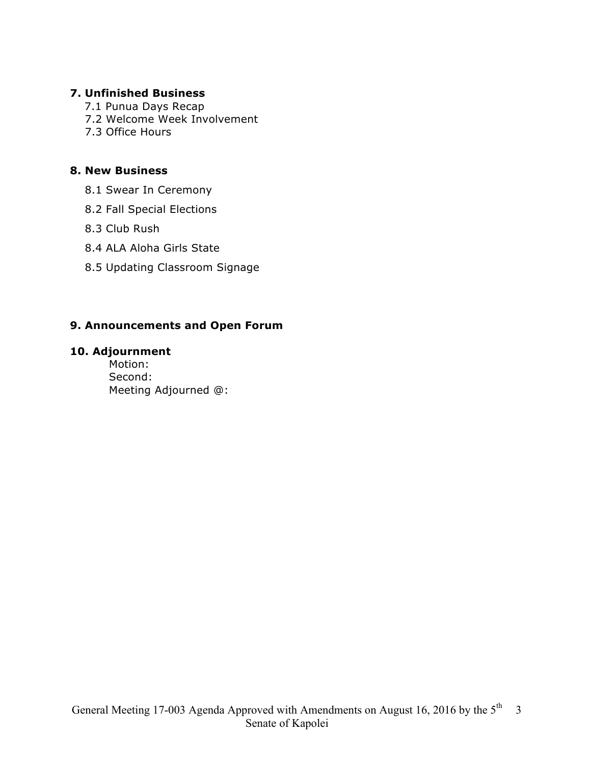**7. Unfinished Business**

7.1 Punua Days Recap
7.2 Welcome Week Involvement
7.3 Office Hours

**8. New Business**

8.1 Swear In Ceremony

8.2 Fall Special Elections

8.3 Club Rush

8.4 ALA Aloha Girls State

8.5 Updating Classroom Signage

**9. Announcements and Open Forum**

**10. Adjournment**

Motion:
Second:
Meeting Adjourned @: